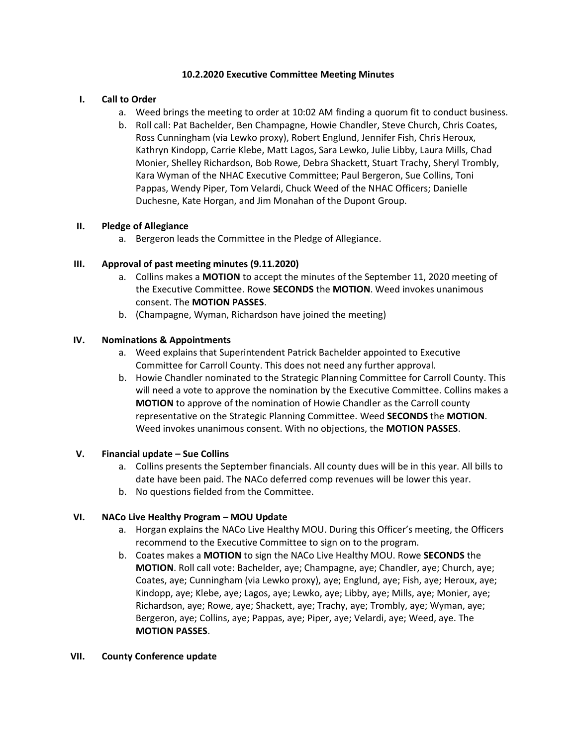# 10.2.2020 Executive Committee Meeting Minutes

## I. Call to Order

a. Weed brings the meeting to order at 10:02 AM finding a quorum fit to conduct business.

b. Roll call: Pat Bachelder, Ben Champagne, Howie Chandler, Steve Church, Chris Coates, Ross Cunningham (via Lewko proxy), Robert Englund, Jennifer Fish, Chris Heroux, Kathryn Kindopp, Carrie Klebe, Matt Lagos, Sara Lewko, Julie Libby, Laura Mills, Chad Monier, Shelley Richardson, Bob Rowe, Debra Shackett, Stuart Trachy, Sheryl Trombly, Kara Wyman of the NHAC Executive Committee; Paul Bergeron, Sue Collins, Toni Pappas, Wendy Piper, Tom Velardi, Chuck Weed of the NHAC Officers; Danielle Duchesne, Kate Horgan, and Jim Monahan of the Dupont Group.

## II. Pledge of Allegiance

a. Bergeron leads the Committee in the Pledge of Allegiance.

## III. Approval of past meeting minutes (9.11.2020)

a. Collins makes a **MOTION** to accept the minutes of the September 11, 2020 meeting of the Executive Committee. Rowe **SECONDS** the **MOTION**. Weed invokes unanimous consent. The **MOTION PASSES**.

b. (Champagne, Wyman, Richardson have joined the meeting)

## IV. Nominations & Appointments

a. Weed explains that Superintendent Patrick Bachelder appointed to Executive Committee for Carroll County. This does not need any further approval.

b. Howie Chandler nominated to the Strategic Planning Committee for Carroll County. This will need a vote to approve the nomination by the Executive Committee. Collins makes a **MOTION** to approve of the nomination of Howie Chandler as the Carroll county representative on the Strategic Planning Committee. Weed **SECONDS** the **MOTION**. Weed invokes unanimous consent. With no objections, the **MOTION PASSES**.

## V. Financial update – Sue Collins

a. Collins presents the September financials. All county dues will be in this year. All bills to date have been paid. The NACo deferred comp revenues will be lower this year.

b. No questions fielded from the Committee.

## VI. NACo Live Healthy Program – MOU Update

a. Horgan explains the NACo Live Healthy MOU. During this Officer's meeting, the Officers recommend to the Executive Committee to sign on to the program.

b. Coates makes a **MOTION** to sign the NACo Live Healthy MOU. Rowe **SECONDS** the **MOTION**. Roll call vote: Bachelder, aye; Champagne, aye; Chandler, aye; Church, aye; Coates, aye; Cunningham (via Lewko proxy), aye; Englund, aye; Fish, aye; Heroux, aye; Kindopp, aye; Klebe, aye; Lagos, aye; Lewko, aye; Libby, aye; Mills, aye; Monier, aye; Richardson, aye; Rowe, aye; Shackett, aye; Trachy, aye; Trombly, aye; Wyman, aye; Bergeron, aye; Collins, aye; Pappas, aye; Piper, aye; Velardi, aye; Weed, aye. The **MOTION PASSES**.

## VII. County Conference update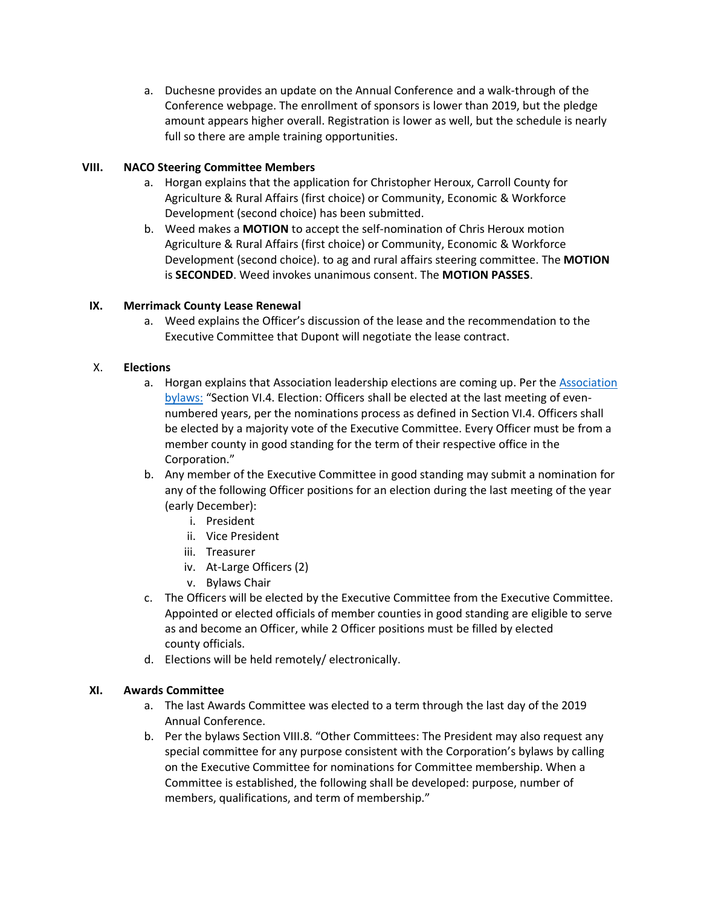a. Duchesne provides an update on the Annual Conference and a walk-through of the Conference webpage. The enrollment of sponsors is lower than 2019, but the pledge amount appears higher overall. Registration is lower as well, but the schedule is nearly full so there are ample training opportunities.

## VIII. NACO Steering Committee Members

a. Horgan explains that the application for Christopher Heroux, Carroll County for Agriculture & Rural Affairs (first choice) or Community, Economic & Workforce Development (second choice) has been submitted.

b. Weed makes a **MOTION** to accept the self-nomination of Chris Heroux motion Agriculture & Rural Affairs (first choice) or Community, Economic & Workforce Development (second choice). to ag and rural affairs steering committee. The **MOTION** is **SECONDED**. Weed invokes unanimous consent. The **MOTION PASSES**.

## IX. Merrimack County Lease Renewal

a. Weed explains the Officer's discussion of the lease and the recommendation to the Executive Committee that Dupont will negotiate the lease contract.

## X. Elections

a. Horgan explains that Association leadership elections are coming up. Per the [Association bylaws:]() "Section VI.4. Election: Officers shall be elected at the last meeting of even-numbered years, per the nominations process as defined in Section VI.4. Officers shall be elected by a majority vote of the Executive Committee. Every Officer must be from a member county in good standing for the term of their respective office in the Corporation."

b. Any member of the Executive Committee in good standing may submit a nomination for any of the following Officer positions for an election during the last meeting of the year (early December):

   i. President
   ii. Vice President
   iii. Treasurer
   iv. At-Large Officers (2)
   v. Bylaws Chair

c. The Officers will be elected by the Executive Committee from the Executive Committee. Appointed or elected officials of member counties in good standing are eligible to serve as and become an Officer, while 2 Officer positions must be filled by elected county officials.

d. Elections will be held remotely/ electronically.

## XI. Awards Committee

a. The last Awards Committee was elected to a term through the last day of the 2019 Annual Conference.

b. Per the bylaws Section VIII.8. "Other Committees: The President may also request any special committee for any purpose consistent with the Corporation's bylaws by calling on the Executive Committee for nominations for Committee membership. When a Committee is established, the following shall be developed: purpose, number of members, qualifications, and term of membership."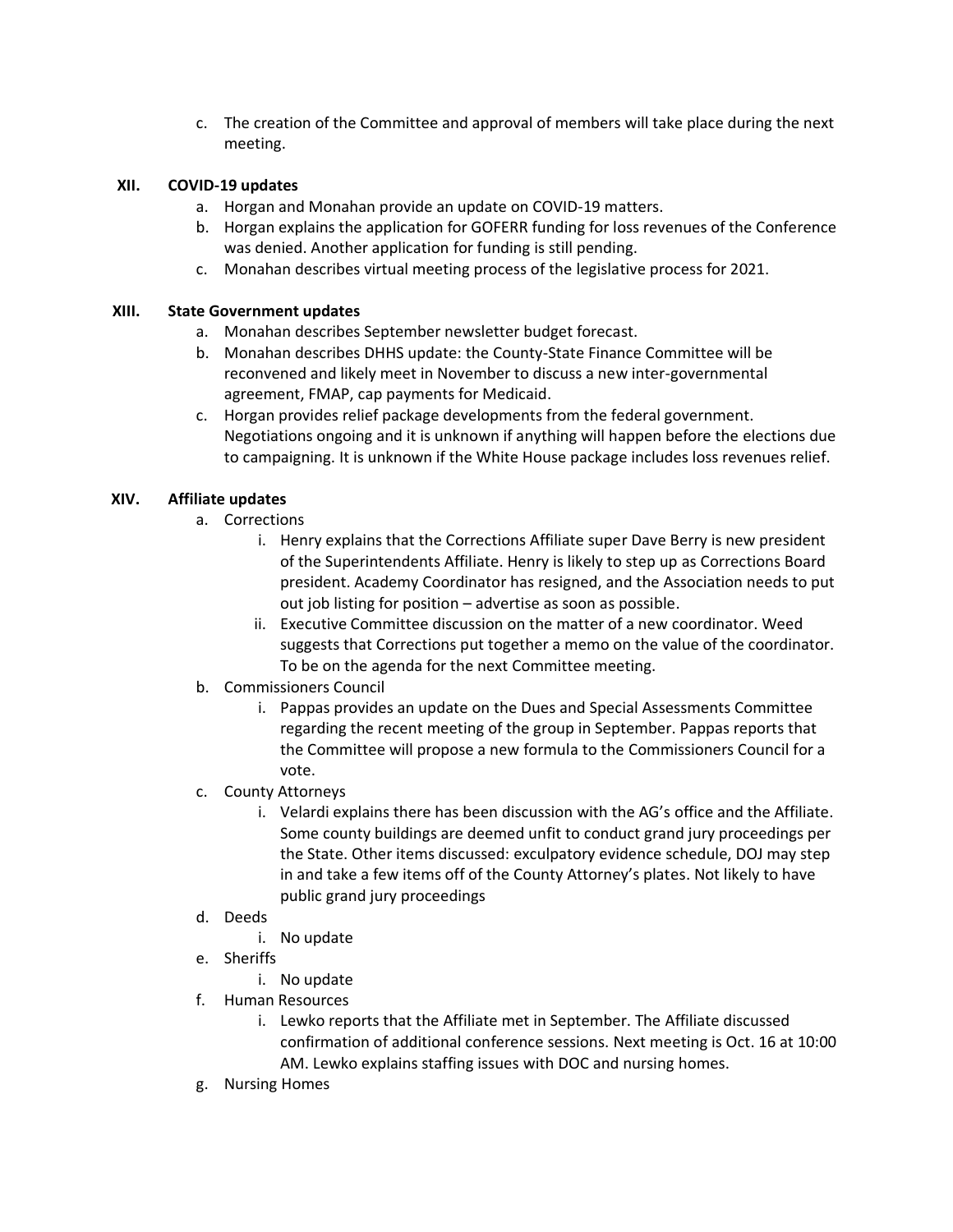c. The creation of the Committee and approval of members will take place during the next meeting.

**XII. COVID-19 updates**

a. Horgan and Monahan provide an update on COVID-19 matters.
b. Horgan explains the application for GOFERR funding for loss revenues of the Conference was denied. Another application for funding is still pending.
c. Monahan describes virtual meeting process of the legislative process for 2021.

**XIII. State Government updates**

a. Monahan describes September newsletter budget forecast.
b. Monahan describes DHHS update: the County-State Finance Committee will be reconvened and likely meet in November to discuss a new inter-governmental agreement, FMAP, cap payments for Medicaid.
c. Horgan provides relief package developments from the federal government. Negotiations ongoing and it is unknown if anything will happen before the elections due to campaigning. It is unknown if the White House package includes loss revenues relief.

**XIV. Affiliate updates**

a. Corrections
   i. Henry explains that the Corrections Affiliate super Dave Berry is new president of the Superintendents Affiliate. Henry is likely to step up as Corrections Board president. Academy Coordinator has resigned, and the Association needs to put out job listing for position – advertise as soon as possible.
   ii. Executive Committee discussion on the matter of a new coordinator. Weed suggests that Corrections put together a memo on the value of the coordinator. To be on the agenda for the next Committee meeting.
b. Commissioners Council
   i. Pappas provides an update on the Dues and Special Assessments Committee regarding the recent meeting of the group in September. Pappas reports that the Committee will propose a new formula to the Commissioners Council for a vote.
c. County Attorneys
   i. Velardi explains there has been discussion with the AG's office and the Affiliate. Some county buildings are deemed unfit to conduct grand jury proceedings per the State. Other items discussed: exculpatory evidence schedule, DOJ may step in and take a few items off of the County Attorney's plates. Not likely to have public grand jury proceedings
d. Deeds
   i. No update
e. Sheriffs
   i. No update
f. Human Resources
   i. Lewko reports that the Affiliate met in September. The Affiliate discussed confirmation of additional conference sessions. Next meeting is Oct. 16 at 10:00 AM. Lewko explains staffing issues with DOC and nursing homes.
g. Nursing Homes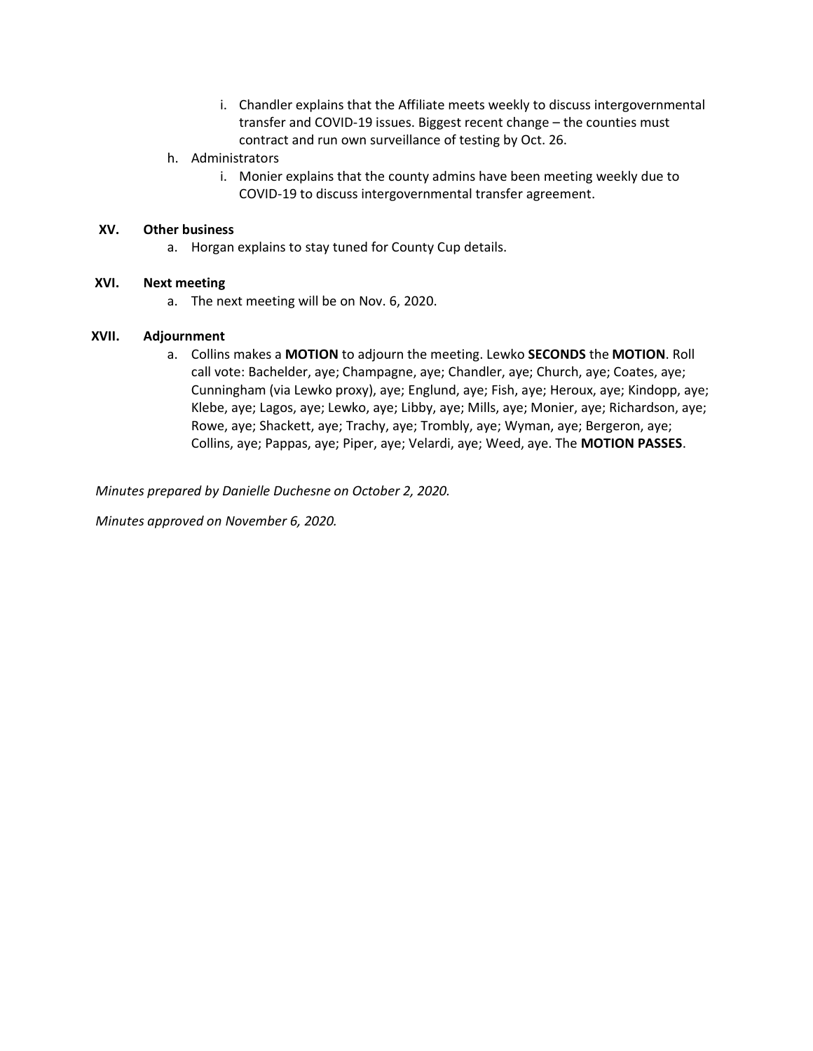i. Chandler explains that the Affiliate meets weekly to discuss intergovernmental transfer and COVID-19 issues. Biggest recent change – the counties must contract and run own surveillance of testing by Oct. 26.

    h. Administrators

        i. Monier explains that the county admins have been meeting weekly due to COVID-19 to discuss intergovernmental transfer agreement.

**XV. Other business**

a. Horgan explains to stay tuned for County Cup details.

**XVI. Next meeting**

a. The next meeting will be on Nov. 6, 2020.

**XVII. Adjournment**

a. Collins makes a **MOTION** to adjourn the meeting. Lewko **SECONDS** the **MOTION**. Roll call vote: Bachelder, aye; Champagne, aye; Chandler, aye; Church, aye; Coates, aye; Cunningham (via Lewko proxy), aye; Englund, aye; Fish, aye; Heroux, aye; Kindopp, aye; Klebe, aye; Lagos, aye; Lewko, aye; Libby, aye; Mills, aye; Monier, aye; Richardson, aye; Rowe, aye; Shackett, aye; Trachy, aye; Trombly, aye; Wyman, aye; Bergeron, aye; Collins, aye; Pappas, aye; Piper, aye; Velardi, aye; Weed, aye. The **MOTION PASSES**.

*Minutes prepared by Danielle Duchesne on October 2, 2020.*

*Minutes approved on November 6, 2020.*